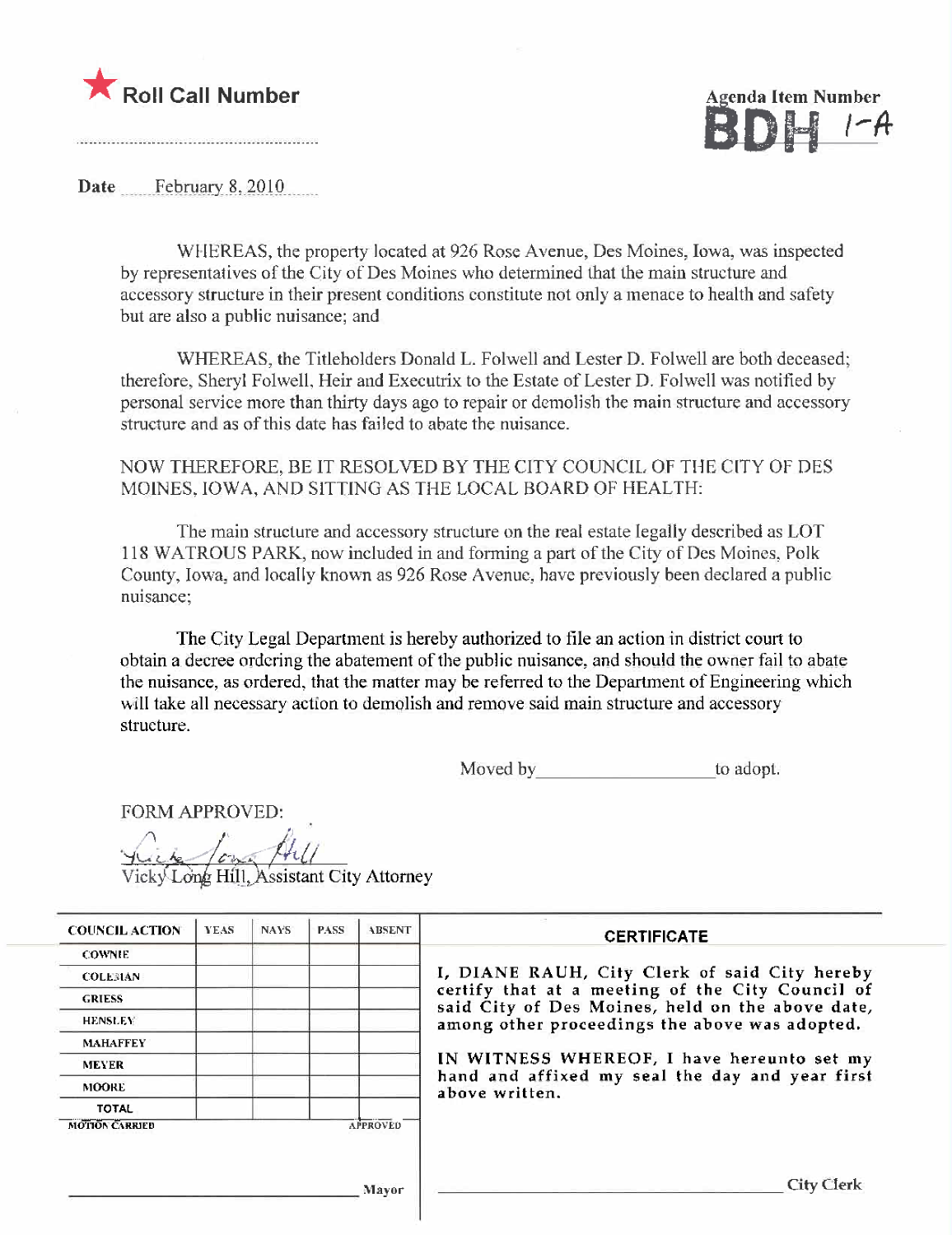★ **Roll Call Number**

..................................................

**Agenda Item Number**
**BDH 1-A**

**Date** February 8, 2010

WHEREAS, the property located at 926 Rose Avenue, Des Moines, Iowa, was inspected by representatives of the City of Des Moines who determined that the main structure and accessory structure in their present conditions constitute not only a menace to health and safety but are also a public nuisance; and

WHEREAS, the Titleholders Donald L. Folwell and Lester D. Folwell are both deceased; therefore, Sheryl Folwell, Heir and Executrix to the Estate of Lester D. Folwell was notified by personal service more than thirty days ago to repair or demolish the main structure and accessory structure and as of this date has failed to abate the nuisance.

NOW THEREFORE, BE IT RESOLVED BY THE CITY COUNCIL OF THE CITY OF DES MOINES, IOWA, AND SITTING AS THE LOCAL BOARD OF HEALTH:

The main structure and accessory structure on the real estate legally described as LOT 118 WATROUS PARK, now included in and forming a part of the City of Des Moines, Polk County, Iowa, and locally known as 926 Rose Avenue, have previously been declared a public nuisance;

The City Legal Department is hereby authorized to file an action in district court to obtain a decree ordering the abatement of the public nuisance, and should the owner fail to abate the nuisance, as ordered, that the matter may be referred to the Department of Engineering which will take all necessary action to demolish and remove said main structure and accessory structure.

Moved by ____________________ to adopt.

FORM APPROVED:

Vicky Long Hill, Assistant City Attorney

| COUNCIL ACTION | YEAS | NAYS | PASS | ABSENT |
|---|---|---|---|---|
| COWNIE | | | | |
| COLEMAN | | | | |
| GRIESS | | | | |
| HENSLEY | | | | |
| MAHAFFEY | | | | |
| MEYER | | | | |
| MOORE | | | | |
| TOTAL | | | | |

MOTION CARRIED APPROVED

______________________________ Mayor

**CERTIFICATE**

I, DIANE RAUH, City Clerk of said City hereby certify that at a meeting of the City Council of said City of Des Moines, held on the above date, among other proceedings the above was adopted.

IN WITNESS WHEREOF, I have hereunto set my hand and affixed my seal the day and year first above written.

______________________________ City Clerk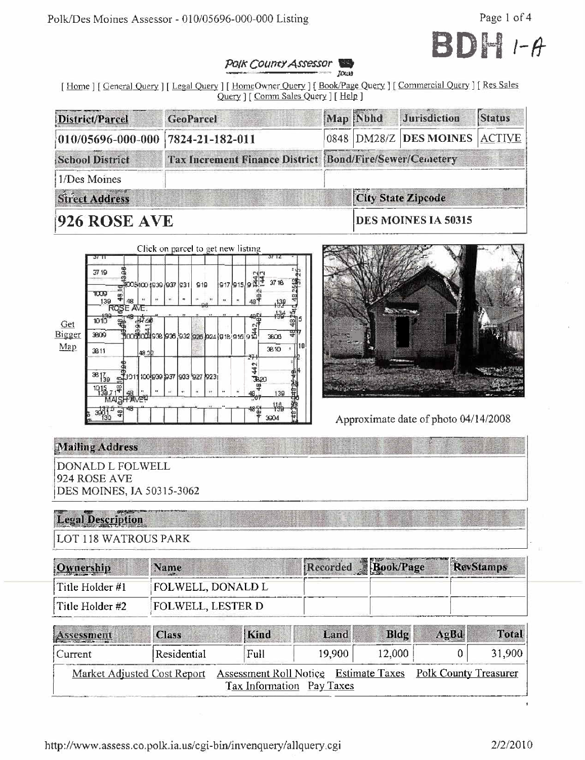BDH 1-A

*Polk County Assessor* Iowa

[ Home ] [ General Query ] [ Legal Query ] [ HomeOwner Query ] [ Book/Page Query ] [ Commercial Query ] [ Res Sales Query ] [ Comm Sales Query ] [ Help ]

| District/Parcel | GeoParcel | Map | Nbhd | Jurisdiction | Status |
|---|---|---|---|---|---|
| 010/05696-000-000 | 7824-21-182-011 | 0848 | DM28/Z | DES MOINES | ACTIVE |

| School District | Tax Increment Finance District | Bond/Fire/Sewer/Cemetery |
|---|---|---|
| 1/Des Moines | | |

| Street Address | City State Zipcode |
|---|---|
| **926 ROSE AVE** | DES MOINES IA 50315 |

Click on parcel to get new listing

Get Bigger Map

Approximate date of photo 04/14/2008

**Mailing Address**

DONALD L FOLWELL
924 ROSE AVE
DES MOINES, IA 50315-3062

**Legal Description**

LOT 118 WATROUS PARK

| Ownership | Name | Recorded | Book/Page | RevStamps |
|---|---|---|---|---|
| Title Holder #1 | FOLWELL, DONALD L | | | |
| Title Holder #2 | FOLWELL, LESTER D | | | |

| Assessment | Class | Kind | Land | Bldg | AgBd | Total |
|---|---|---|---|---|---|---|
| Current | Residential | Full | 19,900 | 12,000 | 0 | 31,900 |

Market Adjusted Cost Report Assessment Roll Notice Estimate Taxes Polk County Treasurer Tax Information Pay Taxes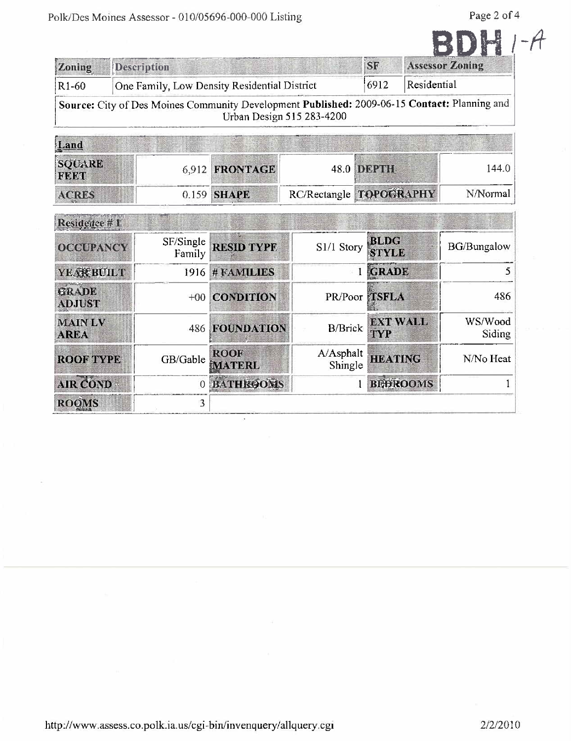BDH 1-A

| Zoning | Description | SF | Assessor Zoning |
|---|---|---|---|
| R1-60 | One Family, Low Density Residential District | 6912 | Residential |
| **Source:** City of Des Moines Community Development **Published:** 2009-06-15 **Contact:** Planning and Urban Design 515 283-4200 | | | |

| Land | | | | | |
|---|---|---|---|---|---|
| SQUARE FEET | 6,912 | FRONTAGE | 48.0 | DEPTH | 144.0 |
| ACRES | 0.159 | SHAPE | RC/Rectangle | TOPOGRAPHY | N/Normal |

| Residence # 1 | | | | | |
|---|---|---|---|---|---|
| OCCUPANCY | SF/Single Family | RESID TYPE | S1/1 Story | BLDG STYLE | BG/Bungalow |
| YEAR BUILT | 1916 | # FAMILIES | 1 | GRADE | 5 |
| GRADE ADJUST | +00 | CONDITION | PR/Poor | TSFLA | 486 |
| MAIN LV AREA | 486 | FOUNDATION | B/Brick | EXT WALL TYP | WS/Wood Siding |
| ROOF TYPE | GB/Gable | ROOF MATERL | A/Asphalt Shingle | HEATING | N/No Heat |
| AIR COND | 0 | BATHROOMS | 1 | BEDROOMS | 1 |
| ROOMS | 3 | | | | |

http://www.assess.co.polk.ia.us/cgi-bin/invenquery/allquery.cgi 2/2/2010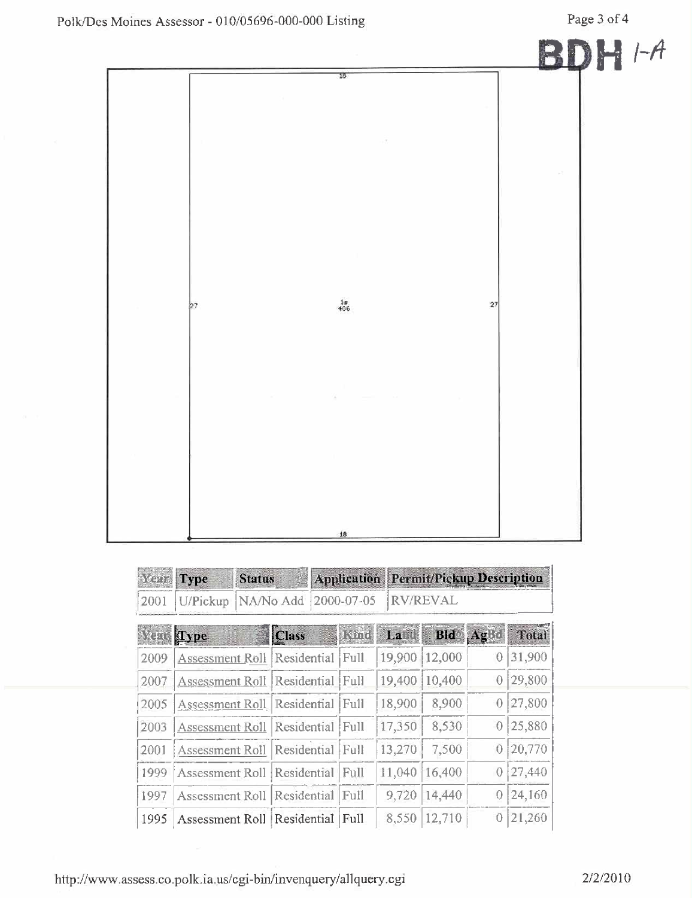BDH 1-A

18

27

1s
486

27

18

| Year | Type | Status | Application | Permit/Pickup Description |
|---|---|---|---|---|
| 2001 | U/Pickup | NA/No Add | 2000-07-05 | RV/REVAL |

| Year | Type | Class | Kind | Land | Bld | AgBd | Total |
|---|---|---|---|---|---|---|---|
| 2009 | Assessment Roll | Residential | Full | 19,900 | 12,000 | 0 | 31,900 |
| 2007 | Assessment Roll | Residential | Full | 19,400 | 10,400 | 0 | 29,800 |
| 2005 | Assessment Roll | Residential | Full | 18,900 | 8,900 | 0 | 27,800 |
| 2003 | Assessment Roll | Residential | Full | 17,350 | 8,530 | 0 | 25,880 |
| 2001 | Assessment Roll | Residential | Full | 13,270 | 7,500 | 0 | 20,770 |
| 1999 | Assessment Roll | Residential | Full | 11,040 | 16,400 | 0 | 27,440 |
| 1997 | Assessment Roll | Residential | Full | 9,720 | 14,440 | 0 | 24,160 |
| 1995 | Assessment Roll | Residential | Full | 8,550 | 12,710 | 0 | 21,260 |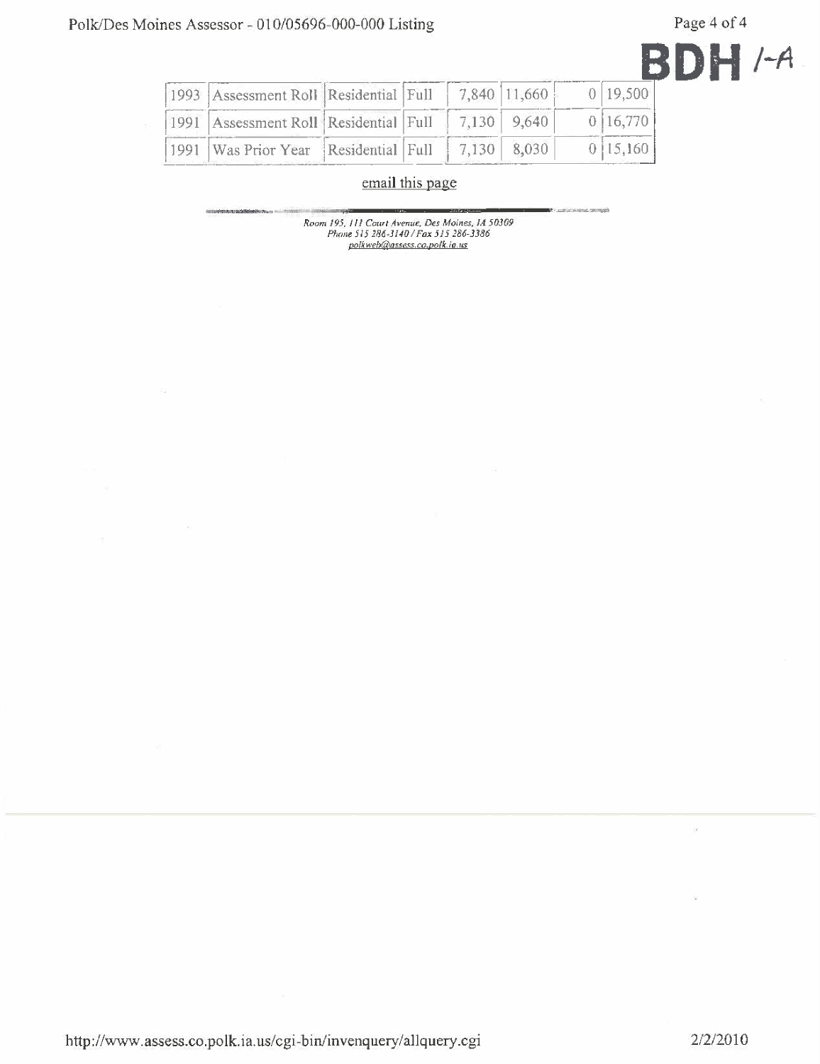BDH 1-A

| | | | | | | | |
|---|---|---|---|---|---|---|---|
| 1993 | Assessment Roll | Residential | Full | 7,840 | 11,660 | 0 | 19,500 |
| 1991 | Assessment Roll | Residential | Full | 7,130 | 9,640 | 0 | 16,770 |
| 1991 | Was Prior Year | Residential | Full | 7,130 | 8,030 | 0 | 15,160 |

email this page

*Room 195, 111 Court Avenue, Des Moines, IA 50309*
*Phone 515 286-3140 / Fax 515 286-3386*
*polkweb@assess.co.polk.ia.us*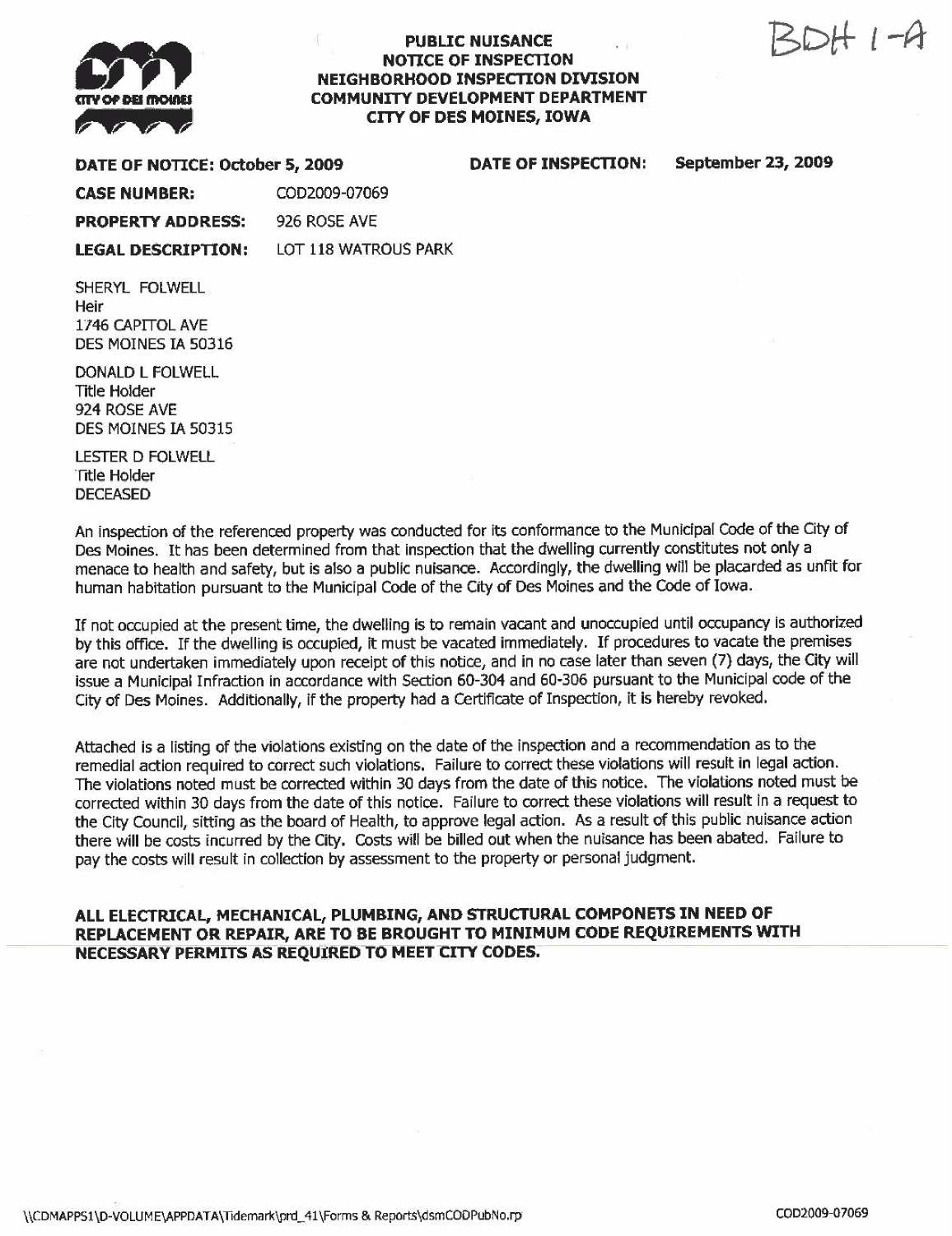BDH 1-A

**PUBLIC NUISANCE**
**NOTICE OF INSPECTION**
**NEIGHBORHOOD INSPECTION DIVISION**
**COMMUNITY DEVELOPMENT DEPARTMENT**
**CITY OF DES MOINES, IOWA**

**DATE OF NOTICE:** **October 5, 2009** **DATE OF INSPECTION:** **September 23, 2009**

**CASE NUMBER:** COD2009-07069

**PROPERTY ADDRESS:** 926 ROSE AVE

**LEGAL DESCRIPTION:** LOT 118 WATROUS PARK

SHERYL FOLWELL
Heir
1746 CAPITOL AVE
DES MOINES IA 50316

DONALD L FOLWELL
Title Holder
924 ROSE AVE
DES MOINES IA 50315

LESTER D FOLWELL
Title Holder
DECEASED

An inspection of the referenced property was conducted for its conformance to the Municipal Code of the City of Des Moines. It has been determined from that inspection that the dwelling currently constitutes not only a menace to health and safety, but is also a public nuisance. Accordingly, the dwelling will be placarded as unfit for human habitation pursuant to the Municipal Code of the City of Des Moines and the Code of Iowa.

If not occupied at the present time, the dwelling is to remain vacant and unoccupied until occupancy is authorized by this office. If the dwelling is occupied, it must be vacated immediately. If procedures to vacate the premises are not undertaken immediately upon receipt of this notice, and in no case later than seven (7) days, the City will issue a Municipal Infraction in accordance with Section 60-304 and 60-306 pursuant to the Municipal code of the City of Des Moines. Additionally, if the property had a Certificate of Inspection, it is hereby revoked.

Attached is a listing of the violations existing on the date of the inspection and a recommendation as to the remedial action required to correct such violations. Failure to correct these violations will result in legal action. The violations noted must be corrected within 30 days from the date of this notice. The violations noted must be corrected within 30 days from the date of this notice. Failure to correct these violations will result in a request to the City Council, sitting as the board of Health, to approve legal action. As a result of this public nuisance action there will be costs incurred by the City. Costs will be billed out when the nuisance has been abated. Failure to pay the costs will result in collection by assessment to the property or personal judgment.

**ALL ELECTRICAL, MECHANICAL, PLUMBING, AND STRUCTURAL COMPONETS IN NEED OF REPLACEMENT OR REPAIR, ARE TO BE BROUGHT TO MINIMUM CODE REQUIREMENTS WITH NECESSARY PERMITS AS REQUIRED TO MEET CITY CODES.**

\\CDMAPPS1\D-VOLUME\APPDATA\Tidemark\prd_41\Forms & Reports\dsmCODPubNo.rp COD2009-07069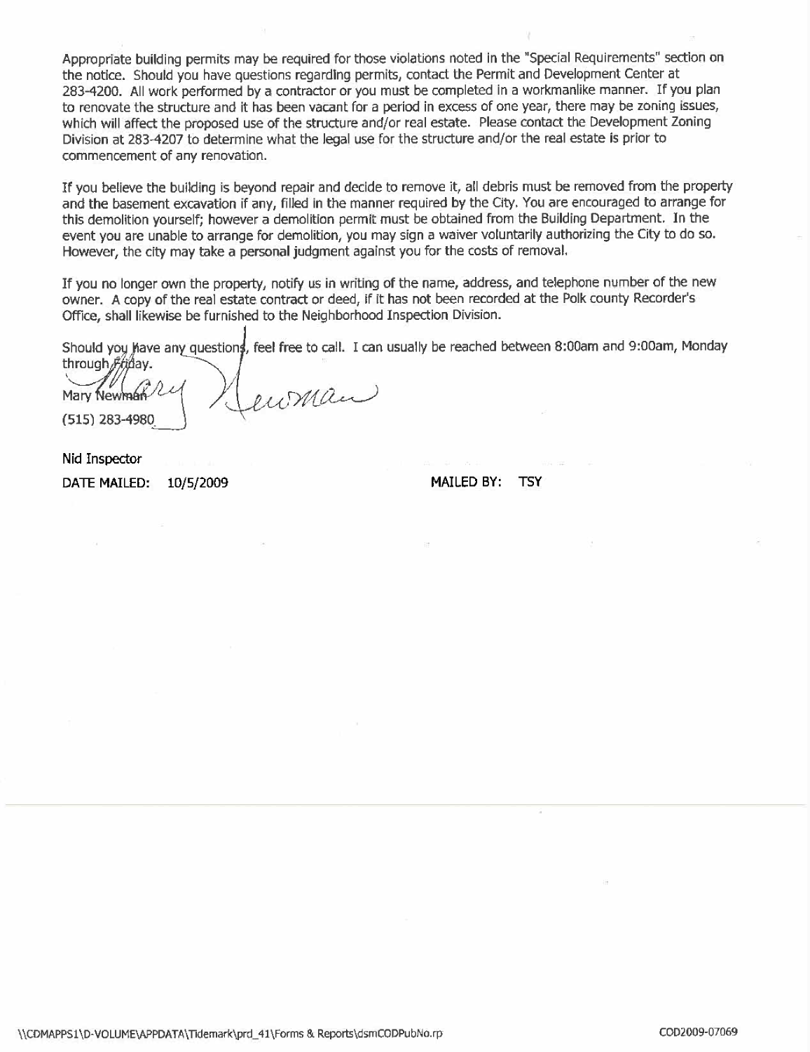Appropriate building permits may be required for those violations noted in the "Special Requirements" section on the notice. Should you have questions regarding permits, contact the Permit and Development Center at 283-4200. All work performed by a contractor or you must be completed in a workmanlike manner. If you plan to renovate the structure and it has been vacant for a period in excess of one year, there may be zoning issues, which will affect the proposed use of the structure and/or real estate. Please contact the Development Zoning Division at 283-4207 to determine what the legal use for the structure and/or the real estate is prior to commencement of any renovation.

If you believe the building is beyond repair and decide to remove it, all debris must be removed from the property and the basement excavation if any, filled in the manner required by the City. You are encouraged to arrange for this demolition yourself; however a demolition permit must be obtained from the Building Department. In the event you are unable to arrange for demolition, you may sign a waiver voluntarily authorizing the City to do so. However, the city may take a personal judgment against you for the costs of removal.

If you no longer own the property, notify us in writing of the name, address, and telephone number of the new owner. A copy of the real estate contract or deed, if it has not been recorded at the Polk county Recorder's Office, shall likewise be furnished to the Neighborhood Inspection Division.

Should you have any questions, feel free to call. I can usually be reached between 8:00am and 9:00am, Monday through Friday.

Mary Newman
(515) 283-4980

Nid Inspector

DATE MAILED: 10/5/2009 MAILED BY: TSY

\\CDMAPPS1\D-VOLUME\APPDATA\Tidemark\prd_41\Forms & Reports\dsmCODPubNo.rp COD2009-07069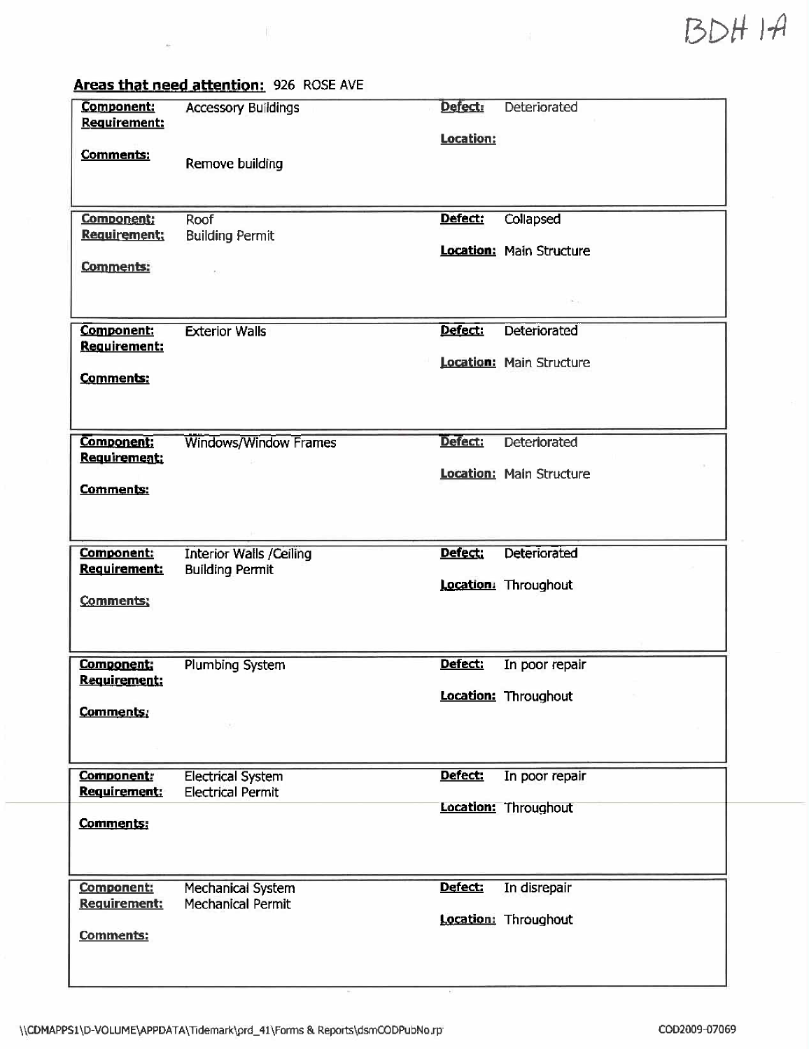BDH 1A

**Areas that need attention:** 926 ROSE AVE

| | | | |
|---|---|---|---|
| **Component:** | Accessory Buildings | **Defect:** | Deteriorated |
| **Requirement:** | | **Location:** | |
| **Comments:** | Remove building | | |

| | | | |
|---|---|---|---|
| **Component:** | Roof | **Defect:** | Collapsed |
| **Requirement:** | Building Permit | **Location:** | Main Structure |
| **Comments:** | | | |

| | | | |
|---|---|---|---|
| **Component:** | Exterior Walls | **Defect:** | Deteriorated |
| **Requirement:** | | **Location:** | Main Structure |
| **Comments:** | | | |

| | | | |
|---|---|---|---|
| **Component:** | Windows/Window Frames | **Defect:** | Deteriorated |
| **Requirement:** | | **Location:** | Main Structure |
| **Comments:** | | | |

| | | | |
|---|---|---|---|
| **Component:** | Interior Walls /Ceiling | **Defect:** | Deteriorated |
| **Requirement:** | Building Permit | **Location:** | Throughout |
| **Comments:** | | | |

| | | | |
|---|---|---|---|
| **Component:** | Plumbing System | **Defect:** | In poor repair |
| **Requirement:** | | **Location:** | Throughout |
| **Comments:** | | | |

| | | | |
|---|---|---|---|
| **Component:** | Electrical System | **Defect:** | In poor repair |
| **Requirement:** | Electrical Permit | **Location:** | Throughout |
| **Comments:** | | | |

| | | | |
|---|---|---|---|
| **Component:** | Mechanical System | **Defect:** | In disrepair |
| **Requirement:** | Mechanical Permit | **Location:** | Throughout |
| **Comments:** | | | |

\\CDMAPPS1\D-VOLUME\APPDATA\Tidemark\prd_41\Forms & Reports\dsmCODPubNo.rp

COD2009-07069